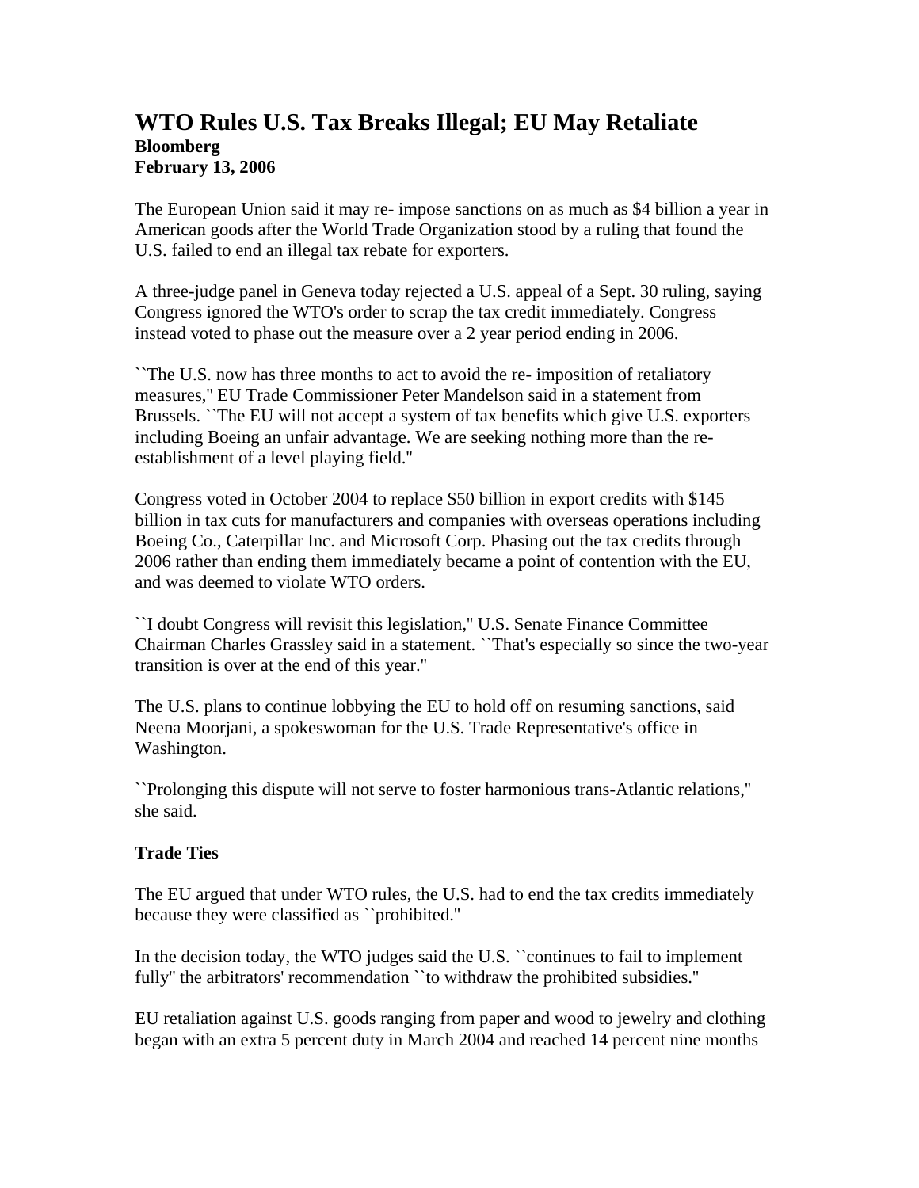# WTO Rules U.S. Tax Breaks Illegal; EU May Retaliate

**Bloomberg**
**February 13, 2006**

The European Union said it may re- impose sanctions on as much as $4 billion a year in American goods after the World Trade Organization stood by a ruling that found the U.S. failed to end an illegal tax rebate for exporters.

A three-judge panel in Geneva today rejected a U.S. appeal of a Sept. 30 ruling, saying Congress ignored the WTO's order to scrap the tax credit immediately. Congress instead voted to phase out the measure over a 2 year period ending in 2006.

``The U.S. now has three months to act to avoid the re- imposition of retaliatory measures,'' EU Trade Commissioner Peter Mandelson said in a statement from Brussels. ``The EU will not accept a system of tax benefits which give U.S. exporters including Boeing an unfair advantage. We are seeking nothing more than the re-establishment of a level playing field.''

Congress voted in October 2004 to replace $50 billion in export credits with $145 billion in tax cuts for manufacturers and companies with overseas operations including Boeing Co., Caterpillar Inc. and Microsoft Corp. Phasing out the tax credits through 2006 rather than ending them immediately became a point of contention with the EU, and was deemed to violate WTO orders.

``I doubt Congress will revisit this legislation,'' U.S. Senate Finance Committee Chairman Charles Grassley said in a statement. ``That's especially so since the two-year transition is over at the end of this year.''

The U.S. plans to continue lobbying the EU to hold off on resuming sanctions, said Neena Moorjani, a spokeswoman for the U.S. Trade Representative's office in Washington.

``Prolonging this dispute will not serve to foster harmonious trans-Atlantic relations,'' she said.

**Trade Ties**

The EU argued that under WTO rules, the U.S. had to end the tax credits immediately because they were classified as ``prohibited.''

In the decision today, the WTO judges said the U.S. ``continues to fail to implement fully'' the arbitrators' recommendation ``to withdraw the prohibited subsidies.''

EU retaliation against U.S. goods ranging from paper and wood to jewelry and clothing began with an extra 5 percent duty in March 2004 and reached 14 percent nine months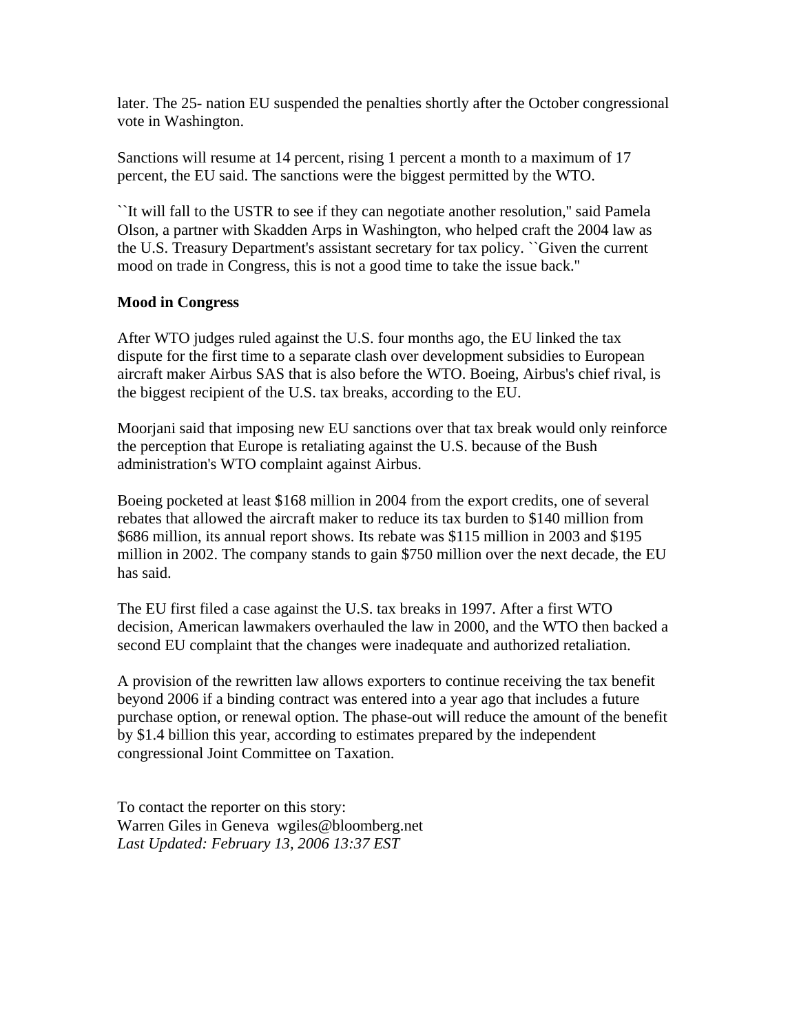later. The 25- nation EU suspended the penalties shortly after the October congressional vote in Washington.

Sanctions will resume at 14 percent, rising 1 percent a month to a maximum of 17 percent, the EU said. The sanctions were the biggest permitted by the WTO.

``It will fall to the USTR to see if they can negotiate another resolution,'' said Pamela Olson, a partner with Skadden Arps in Washington, who helped craft the 2004 law as the U.S. Treasury Department's assistant secretary for tax policy. ``Given the current mood on trade in Congress, this is not a good time to take the issue back.''

**Mood in Congress**

After WTO judges ruled against the U.S. four months ago, the EU linked the tax dispute for the first time to a separate clash over development subsidies to European aircraft maker Airbus SAS that is also before the WTO. Boeing, Airbus's chief rival, is the biggest recipient of the U.S. tax breaks, according to the EU.

Moorjani said that imposing new EU sanctions over that tax break would only reinforce the perception that Europe is retaliating against the U.S. because of the Bush administration's WTO complaint against Airbus.

Boeing pocketed at least $168 million in 2004 from the export credits, one of several rebates that allowed the aircraft maker to reduce its tax burden to $140 million from $686 million, its annual report shows. Its rebate was $115 million in 2003 and $195 million in 2002. The company stands to gain $750 million over the next decade, the EU has said.

The EU first filed a case against the U.S. tax breaks in 1997. After a first WTO decision, American lawmakers overhauled the law in 2000, and the WTO then backed a second EU complaint that the changes were inadequate and authorized retaliation.

A provision of the rewritten law allows exporters to continue receiving the tax benefit beyond 2006 if a binding contract was entered into a year ago that includes a future purchase option, or renewal option. The phase-out will reduce the amount of the benefit by $1.4 billion this year, according to estimates prepared by the independent congressional Joint Committee on Taxation.

To contact the reporter on this story:
Warren Giles in Geneva wgiles@bloomberg.net
*Last Updated: February 13, 2006 13:37 EST*